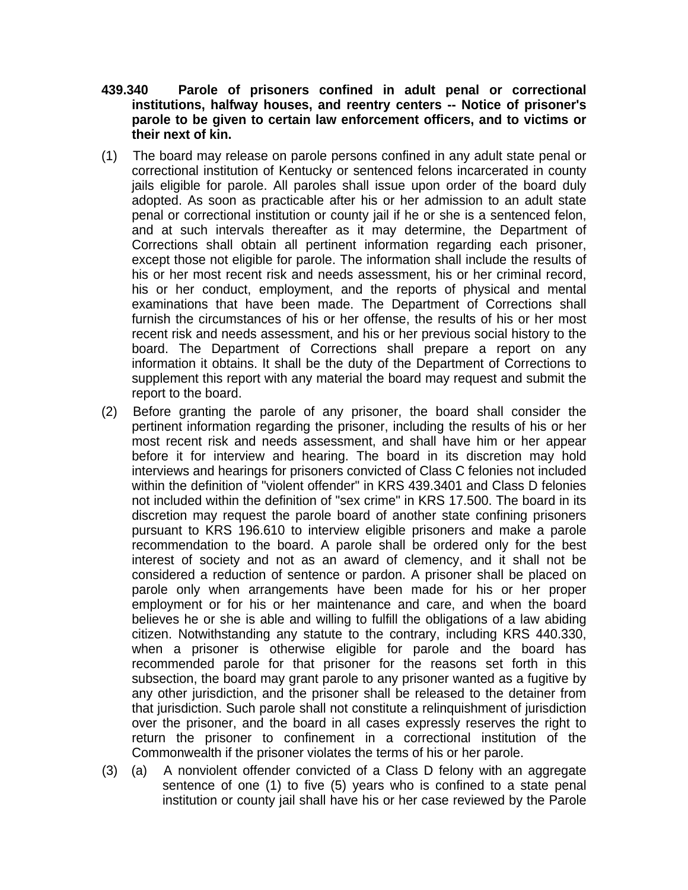**439.340 Parole of prisoners confined in adult penal or correctional institutions, halfway houses, and reentry centers -- Notice of prisoner's parole to be given to certain law enforcement officers, and to victims or their next of kin.**

(1) The board may release on parole persons confined in any adult state penal or correctional institution of Kentucky or sentenced felons incarcerated in county jails eligible for parole. All paroles shall issue upon order of the board duly adopted. As soon as practicable after his or her admission to an adult state penal or correctional institution or county jail if he or she is a sentenced felon, and at such intervals thereafter as it may determine, the Department of Corrections shall obtain all pertinent information regarding each prisoner, except those not eligible for parole. The information shall include the results of his or her most recent risk and needs assessment, his or her criminal record, his or her conduct, employment, and the reports of physical and mental examinations that have been made. The Department of Corrections shall furnish the circumstances of his or her offense, the results of his or her most recent risk and needs assessment, and his or her previous social history to the board. The Department of Corrections shall prepare a report on any information it obtains. It shall be the duty of the Department of Corrections to supplement this report with any material the board may request and submit the report to the board.

(2) Before granting the parole of any prisoner, the board shall consider the pertinent information regarding the prisoner, including the results of his or her most recent risk and needs assessment, and shall have him or her appear before it for interview and hearing. The board in its discretion may hold interviews and hearings for prisoners convicted of Class C felonies not included within the definition of "violent offender" in KRS 439.3401 and Class D felonies not included within the definition of "sex crime" in KRS 17.500. The board in its discretion may request the parole board of another state confining prisoners pursuant to KRS 196.610 to interview eligible prisoners and make a parole recommendation to the board. A parole shall be ordered only for the best interest of society and not as an award of clemency, and it shall not be considered a reduction of sentence or pardon. A prisoner shall be placed on parole only when arrangements have been made for his or her proper employment or for his or her maintenance and care, and when the board believes he or she is able and willing to fulfill the obligations of a law abiding citizen. Notwithstanding any statute to the contrary, including KRS 440.330, when a prisoner is otherwise eligible for parole and the board has recommended parole for that prisoner for the reasons set forth in this subsection, the board may grant parole to any prisoner wanted as a fugitive by any other jurisdiction, and the prisoner shall be released to the detainer from that jurisdiction. Such parole shall not constitute a relinquishment of jurisdiction over the prisoner, and the board in all cases expressly reserves the right to return the prisoner to confinement in a correctional institution of the Commonwealth if the prisoner violates the terms of his or her parole.

(3) (a) A nonviolent offender convicted of a Class D felony with an aggregate sentence of one (1) to five (5) years who is confined to a state penal institution or county jail shall have his or her case reviewed by the Parole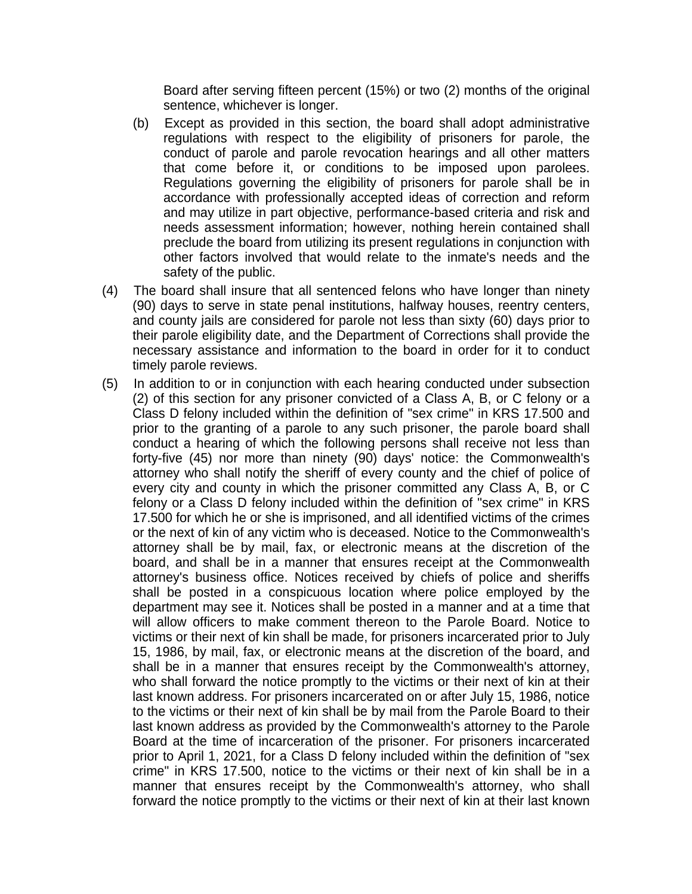Board after serving fifteen percent (15%) or two (2) months of the original sentence, whichever is longer.

(b) Except as provided in this section, the board shall adopt administrative regulations with respect to the eligibility of prisoners for parole, the conduct of parole and parole revocation hearings and all other matters that come before it, or conditions to be imposed upon parolees. Regulations governing the eligibility of prisoners for parole shall be in accordance with professionally accepted ideas of correction and reform and may utilize in part objective, performance-based criteria and risk and needs assessment information; however, nothing herein contained shall preclude the board from utilizing its present regulations in conjunction with other factors involved that would relate to the inmate's needs and the safety of the public.

(4) The board shall insure that all sentenced felons who have longer than ninety (90) days to serve in state penal institutions, halfway houses, reentry centers, and county jails are considered for parole not less than sixty (60) days prior to their parole eligibility date, and the Department of Corrections shall provide the necessary assistance and information to the board in order for it to conduct timely parole reviews.

(5) In addition to or in conjunction with each hearing conducted under subsection (2) of this section for any prisoner convicted of a Class A, B, or C felony or a Class D felony included within the definition of "sex crime" in KRS 17.500 and prior to the granting of a parole to any such prisoner, the parole board shall conduct a hearing of which the following persons shall receive not less than forty-five (45) nor more than ninety (90) days' notice: the Commonwealth's attorney who shall notify the sheriff of every county and the chief of police of every city and county in which the prisoner committed any Class A, B, or C felony or a Class D felony included within the definition of "sex crime" in KRS 17.500 for which he or she is imprisoned, and all identified victims of the crimes or the next of kin of any victim who is deceased. Notice to the Commonwealth's attorney shall be by mail, fax, or electronic means at the discretion of the board, and shall be in a manner that ensures receipt at the Commonwealth attorney's business office. Notices received by chiefs of police and sheriffs shall be posted in a conspicuous location where police employed by the department may see it. Notices shall be posted in a manner and at a time that will allow officers to make comment thereon to the Parole Board. Notice to victims or their next of kin shall be made, for prisoners incarcerated prior to July 15, 1986, by mail, fax, or electronic means at the discretion of the board, and shall be in a manner that ensures receipt by the Commonwealth's attorney, who shall forward the notice promptly to the victims or their next of kin at their last known address. For prisoners incarcerated on or after July 15, 1986, notice to the victims or their next of kin shall be by mail from the Parole Board to their last known address as provided by the Commonwealth's attorney to the Parole Board at the time of incarceration of the prisoner. For prisoners incarcerated prior to April 1, 2021, for a Class D felony included within the definition of "sex crime" in KRS 17.500, notice to the victims or their next of kin shall be in a manner that ensures receipt by the Commonwealth's attorney, who shall forward the notice promptly to the victims or their next of kin at their last known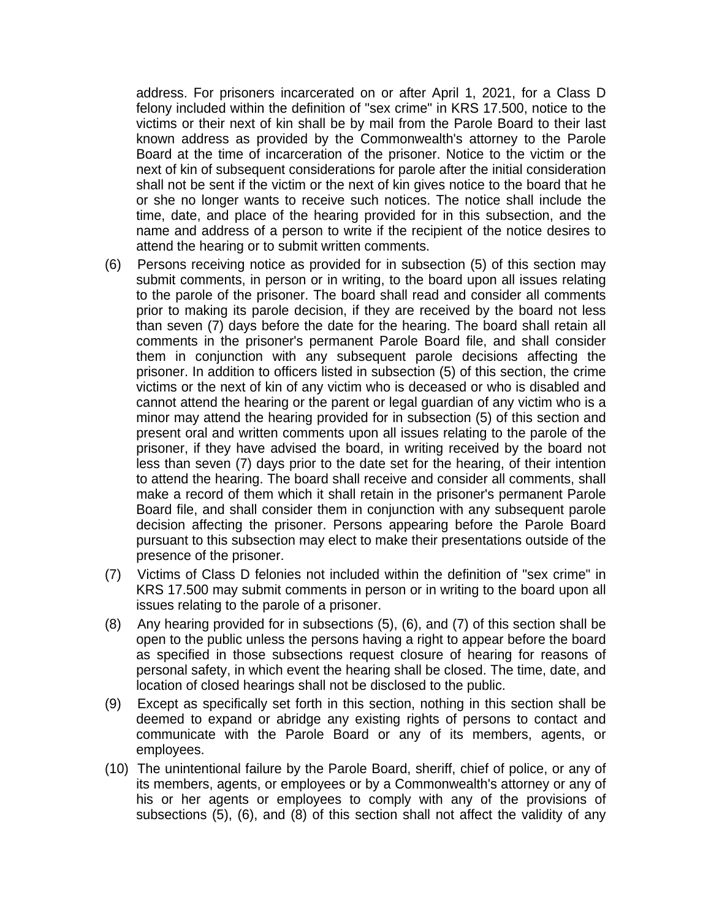address. For prisoners incarcerated on or after April 1, 2021, for a Class D felony included within the definition of "sex crime" in KRS 17.500, notice to the victims or their next of kin shall be by mail from the Parole Board to their last known address as provided by the Commonwealth's attorney to the Parole Board at the time of incarceration of the prisoner. Notice to the victim or the next of kin of subsequent considerations for parole after the initial consideration shall not be sent if the victim or the next of kin gives notice to the board that he or she no longer wants to receive such notices. The notice shall include the time, date, and place of the hearing provided for in this subsection, and the name and address of a person to write if the recipient of the notice desires to attend the hearing or to submit written comments.

(6) Persons receiving notice as provided for in subsection (5) of this section may submit comments, in person or in writing, to the board upon all issues relating to the parole of the prisoner. The board shall read and consider all comments prior to making its parole decision, if they are received by the board not less than seven (7) days before the date for the hearing. The board shall retain all comments in the prisoner's permanent Parole Board file, and shall consider them in conjunction with any subsequent parole decisions affecting the prisoner. In addition to officers listed in subsection (5) of this section, the crime victims or the next of kin of any victim who is deceased or who is disabled and cannot attend the hearing or the parent or legal guardian of any victim who is a minor may attend the hearing provided for in subsection (5) of this section and present oral and written comments upon all issues relating to the parole of the prisoner, if they have advised the board, in writing received by the board not less than seven (7) days prior to the date set for the hearing, of their intention to attend the hearing. The board shall receive and consider all comments, shall make a record of them which it shall retain in the prisoner's permanent Parole Board file, and shall consider them in conjunction with any subsequent parole decision affecting the prisoner. Persons appearing before the Parole Board pursuant to this subsection may elect to make their presentations outside of the presence of the prisoner.

(7) Victims of Class D felonies not included within the definition of "sex crime" in KRS 17.500 may submit comments in person or in writing to the board upon all issues relating to the parole of a prisoner.

(8) Any hearing provided for in subsections (5), (6), and (7) of this section shall be open to the public unless the persons having a right to appear before the board as specified in those subsections request closure of hearing for reasons of personal safety, in which event the hearing shall be closed. The time, date, and location of closed hearings shall not be disclosed to the public.

(9) Except as specifically set forth in this section, nothing in this section shall be deemed to expand or abridge any existing rights of persons to contact and communicate with the Parole Board or any of its members, agents, or employees.

(10) The unintentional failure by the Parole Board, sheriff, chief of police, or any of its members, agents, or employees or by a Commonwealth's attorney or any of his or her agents or employees to comply with any of the provisions of subsections (5), (6), and (8) of this section shall not affect the validity of any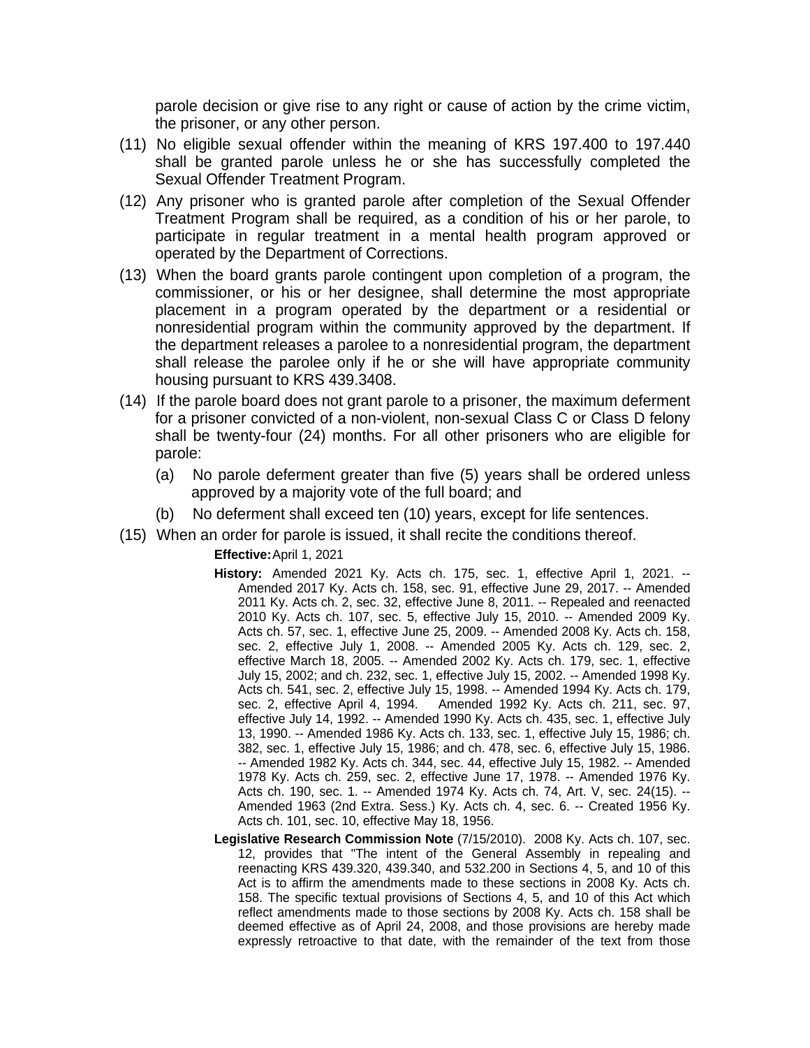parole decision or give rise to any right or cause of action by the crime victim, the prisoner, or any other person.

(11) No eligible sexual offender within the meaning of KRS 197.400 to 197.440 shall be granted parole unless he or she has successfully completed the Sexual Offender Treatment Program.

(12) Any prisoner who is granted parole after completion of the Sexual Offender Treatment Program shall be required, as a condition of his or her parole, to participate in regular treatment in a mental health program approved or operated by the Department of Corrections.

(13) When the board grants parole contingent upon completion of a program, the commissioner, or his or her designee, shall determine the most appropriate placement in a program operated by the department or a residential or nonresidential program within the community approved by the department. If the department releases a parolee to a nonresidential program, the department shall release the parolee only if he or she will have appropriate community housing pursuant to KRS 439.3408.

(14) If the parole board does not grant parole to a prisoner, the maximum deferment for a prisoner convicted of a non-violent, non-sexual Class C or Class D felony shall be twenty-four (24) months. For all other prisoners who are eligible for parole:

(a) No parole deferment greater than five (5) years shall be ordered unless approved by a majority vote of the full board; and

(b) No deferment shall exceed ten (10) years, except for life sentences.

(15) When an order for parole is issued, it shall recite the conditions thereof.

**Effective:** April 1, 2021

**History:** Amended 2021 Ky. Acts ch. 175, sec. 1, effective April 1, 2021. -- Amended 2017 Ky. Acts ch. 158, sec. 91, effective June 29, 2017. -- Amended 2011 Ky. Acts ch. 2, sec. 32, effective June 8, 2011. -- Repealed and reenacted 2010 Ky. Acts ch. 107, sec. 5, effective July 15, 2010. -- Amended 2009 Ky. Acts ch. 57, sec. 1, effective June 25, 2009. -- Amended 2008 Ky. Acts ch. 158, sec. 2, effective July 1, 2008. -- Amended 2005 Ky. Acts ch. 129, sec. 2, effective March 18, 2005. -- Amended 2002 Ky. Acts ch. 179, sec. 1, effective July 15, 2002; and ch. 232, sec. 1, effective July 15, 2002. -- Amended 1998 Ky. Acts ch. 541, sec. 2, effective July 15, 1998. -- Amended 1994 Ky. Acts ch. 179, sec. 2, effective April 4, 1994. Amended 1992 Ky. Acts ch. 211, sec. 97, effective July 14, 1992. -- Amended 1990 Ky. Acts ch. 435, sec. 1, effective July 13, 1990. -- Amended 1986 Ky. Acts ch. 133, sec. 1, effective July 15, 1986; ch. 382, sec. 1, effective July 15, 1986; and ch. 478, sec. 6, effective July 15, 1986. -- Amended 1982 Ky. Acts ch. 344, sec. 44, effective July 15, 1982. -- Amended 1978 Ky. Acts ch. 259, sec. 2, effective June 17, 1978. -- Amended 1976 Ky. Acts ch. 190, sec. 1. -- Amended 1974 Ky. Acts ch. 74, Art. V, sec. 24(15). -- Amended 1963 (2nd Extra. Sess.) Ky. Acts ch. 4, sec. 6. -- Created 1956 Ky. Acts ch. 101, sec. 10, effective May 18, 1956.

**Legislative Research Commission Note** (7/15/2010). 2008 Ky. Acts ch. 107, sec. 12, provides that "The intent of the General Assembly in repealing and reenacting KRS 439.320, 439.340, and 532.200 in Sections 4, 5, and 10 of this Act is to affirm the amendments made to these sections in 2008 Ky. Acts ch. 158. The specific textual provisions of Sections 4, 5, and 10 of this Act which reflect amendments made to those sections by 2008 Ky. Acts ch. 158 shall be deemed effective as of April 24, 2008, and those provisions are hereby made expressly retroactive to that date, with the remainder of the text from those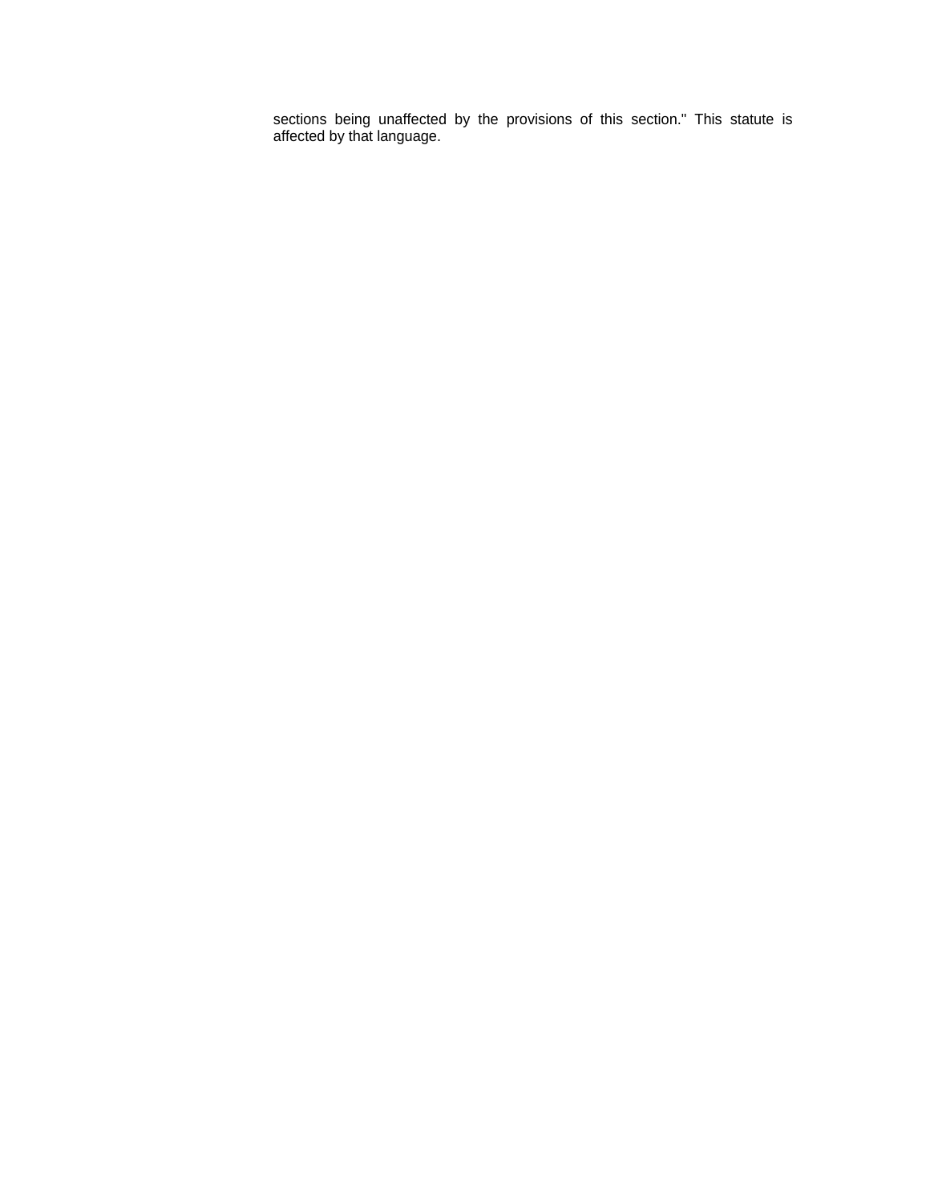sections being unaffected by the provisions of this section." This statute is affected by that language.